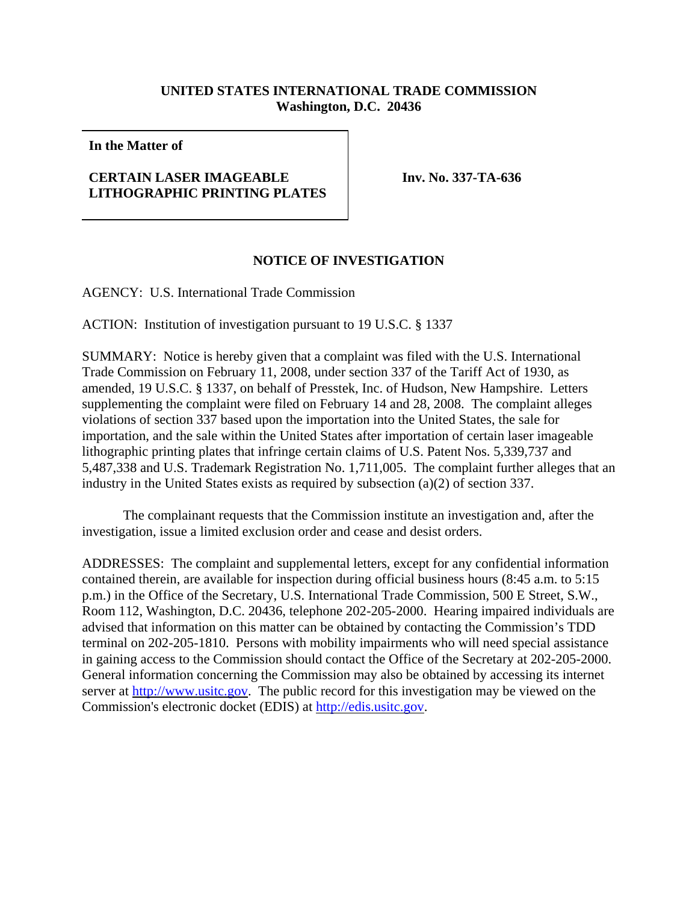**UNITED STATES INTERNATIONAL TRADE COMMISSION**
**Washington, D.C. 20436**

| In the Matter of | |
|---|---|
| **CERTAIN LASER IMAGEABLE LITHOGRAPHIC PRINTING PLATES** | **Inv. No. 337-TA-636** |

## NOTICE OF INVESTIGATION

AGENCY: U.S. International Trade Commission

ACTION: Institution of investigation pursuant to 19 U.S.C. § 1337

SUMMARY: Notice is hereby given that a complaint was filed with the U.S. International Trade Commission on February 11, 2008, under section 337 of the Tariff Act of 1930, as amended, 19 U.S.C. § 1337, on behalf of Presstek, Inc. of Hudson, New Hampshire. Letters supplementing the complaint were filed on February 14 and 28, 2008. The complaint alleges violations of section 337 based upon the importation into the United States, the sale for importation, and the sale within the United States after importation of certain laser imageable lithographic printing plates that infringe certain claims of U.S. Patent Nos. 5,339,737 and 5,487,338 and U.S. Trademark Registration No. 1,711,005. The complaint further alleges that an industry in the United States exists as required by subsection (a)(2) of section 337.

The complainant requests that the Commission institute an investigation and, after the investigation, issue a limited exclusion order and cease and desist orders.

ADDRESSES: The complaint and supplemental letters, except for any confidential information contained therein, are available for inspection during official business hours (8:45 a.m. to 5:15 p.m.) in the Office of the Secretary, U.S. International Trade Commission, 500 E Street, S.W., Room 112, Washington, D.C. 20436, telephone 202-205-2000. Hearing impaired individuals are advised that information on this matter can be obtained by contacting the Commission's TDD terminal on 202-205-1810. Persons with mobility impairments who will need special assistance in gaining access to the Commission should contact the Office of the Secretary at 202-205-2000. General information concerning the Commission may also be obtained by accessing its internet server at http://www.usitc.gov. The public record for this investigation may be viewed on the Commission's electronic docket (EDIS) at http://edis.usitc.gov.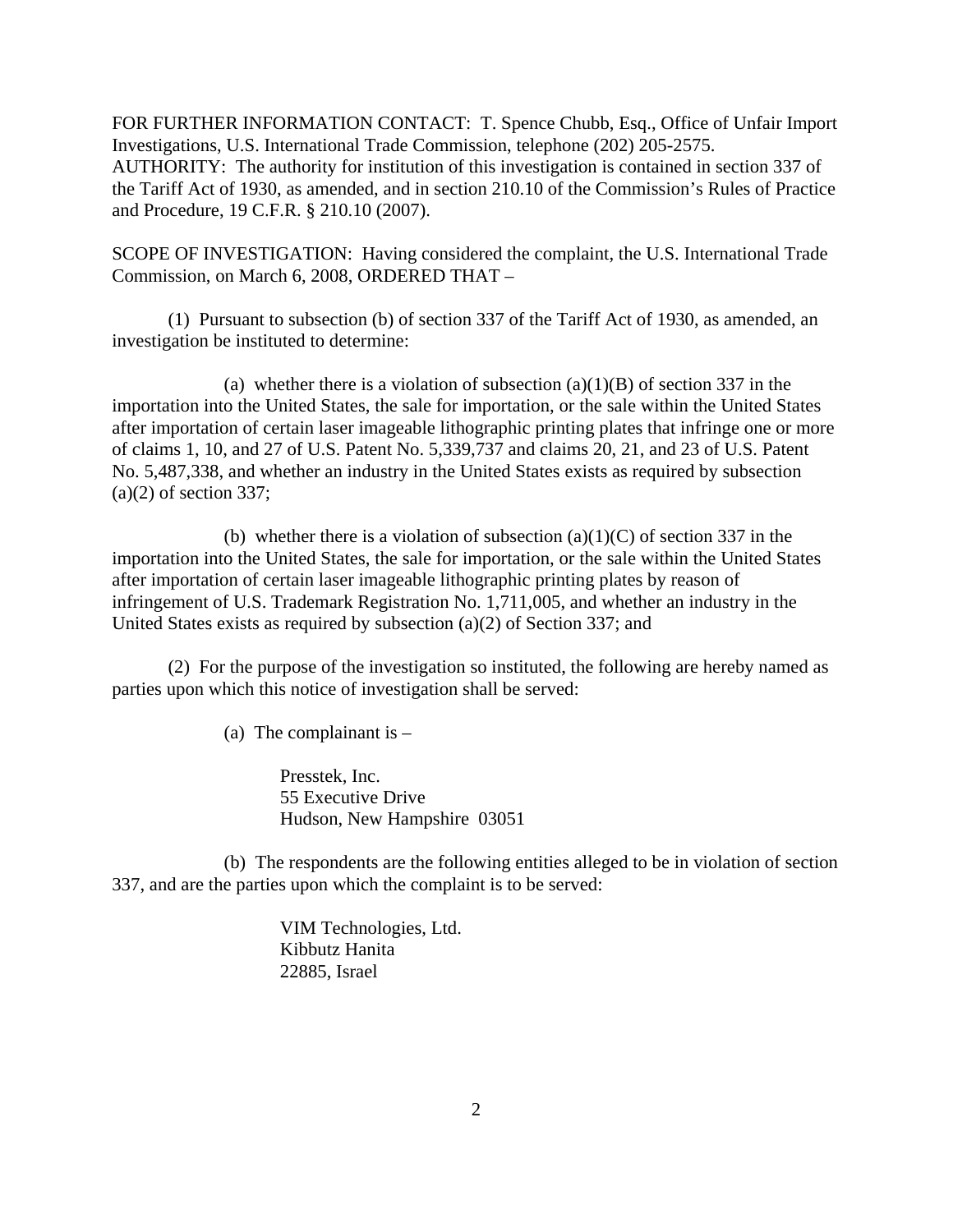FOR FURTHER INFORMATION CONTACT: T. Spence Chubb, Esq., Office of Unfair Import Investigations, U.S. International Trade Commission, telephone (202) 205-2575.
AUTHORITY: The authority for institution of this investigation is contained in section 337 of the Tariff Act of 1930, as amended, and in section 210.10 of the Commission's Rules of Practice and Procedure, 19 C.F.R. § 210.10 (2007).

SCOPE OF INVESTIGATION: Having considered the complaint, the U.S. International Trade Commission, on March 6, 2008, ORDERED THAT –

(1) Pursuant to subsection (b) of section 337 of the Tariff Act of 1930, as amended, an investigation be instituted to determine:

(a) whether there is a violation of subsection (a)(1)(B) of section 337 in the importation into the United States, the sale for importation, or the sale within the United States after importation of certain laser imageable lithographic printing plates that infringe one or more of claims 1, 10, and 27 of U.S. Patent No. 5,339,737 and claims 20, 21, and 23 of U.S. Patent No. 5,487,338, and whether an industry in the United States exists as required by subsection (a)(2) of section 337;

(b) whether there is a violation of subsection (a)(1)(C) of section 337 in the importation into the United States, the sale for importation, or the sale within the United States after importation of certain laser imageable lithographic printing plates by reason of infringement of U.S. Trademark Registration No. 1,711,005, and whether an industry in the United States exists as required by subsection (a)(2) of Section 337; and

(2) For the purpose of the investigation so instituted, the following are hereby named as parties upon which this notice of investigation shall be served:

(a) The complainant is –

Presstek, Inc.
55 Executive Drive
Hudson, New Hampshire 03051

(b) The respondents are the following entities alleged to be in violation of section 337, and are the parties upon which the complaint is to be served:

VIM Technologies, Ltd.
Kibbutz Hanita
22885, Israel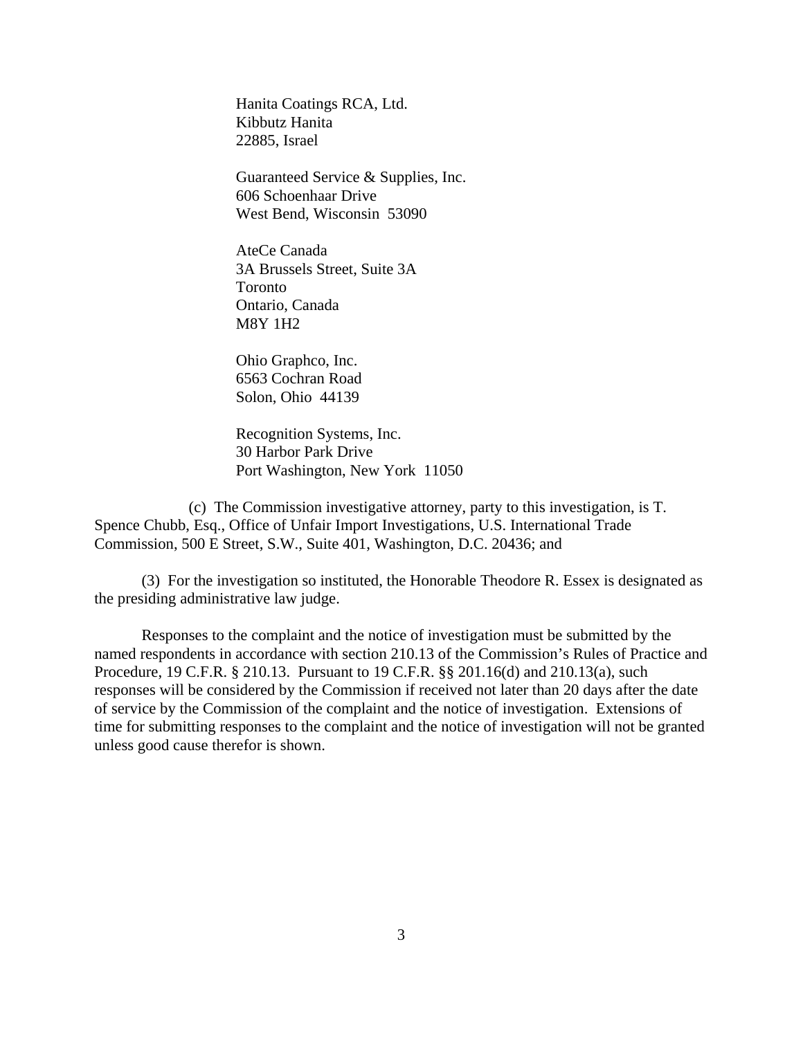Hanita Coatings RCA, Ltd.
Kibbutz Hanita
22885, Israel

Guaranteed Service & Supplies, Inc.
606 Schoenhaar Drive
West Bend, Wisconsin 53090

AteCe Canada
3A Brussels Street, Suite 3A
Toronto
Ontario, Canada
M8Y 1H2

Ohio Graphco, Inc.
6563 Cochran Road
Solon, Ohio 44139

Recognition Systems, Inc.
30 Harbor Park Drive
Port Washington, New York 11050

(c) The Commission investigative attorney, party to this investigation, is T. Spence Chubb, Esq., Office of Unfair Import Investigations, U.S. International Trade Commission, 500 E Street, S.W., Suite 401, Washington, D.C. 20436; and

(3) For the investigation so instituted, the Honorable Theodore R. Essex is designated as the presiding administrative law judge.

Responses to the complaint and the notice of investigation must be submitted by the named respondents in accordance with section 210.13 of the Commission's Rules of Practice and Procedure, 19 C.F.R. § 210.13. Pursuant to 19 C.F.R. §§ 201.16(d) and 210.13(a), such responses will be considered by the Commission if received not later than 20 days after the date of service by the Commission of the complaint and the notice of investigation. Extensions of time for submitting responses to the complaint and the notice of investigation will not be granted unless good cause therefor is shown.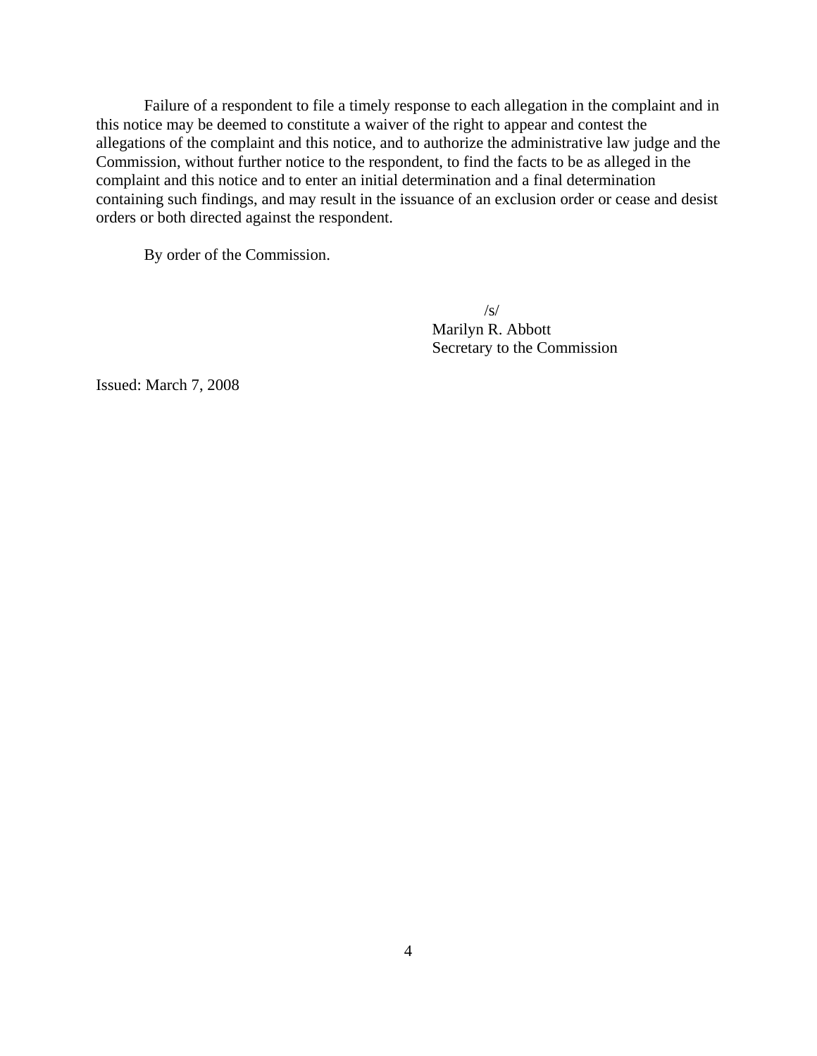Failure of a respondent to file a timely response to each allegation in the complaint and in this notice may be deemed to constitute a waiver of the right to appear and contest the allegations of the complaint and this notice, and to authorize the administrative law judge and the Commission, without further notice to the respondent, to find the facts to be as alleged in the complaint and this notice and to enter an initial determination and a final determination containing such findings, and may result in the issuance of an exclusion order or cease and desist orders or both directed against the respondent.

By order of the Commission.

/s/
Marilyn R. Abbott
Secretary to the Commission

Issued: March 7, 2008